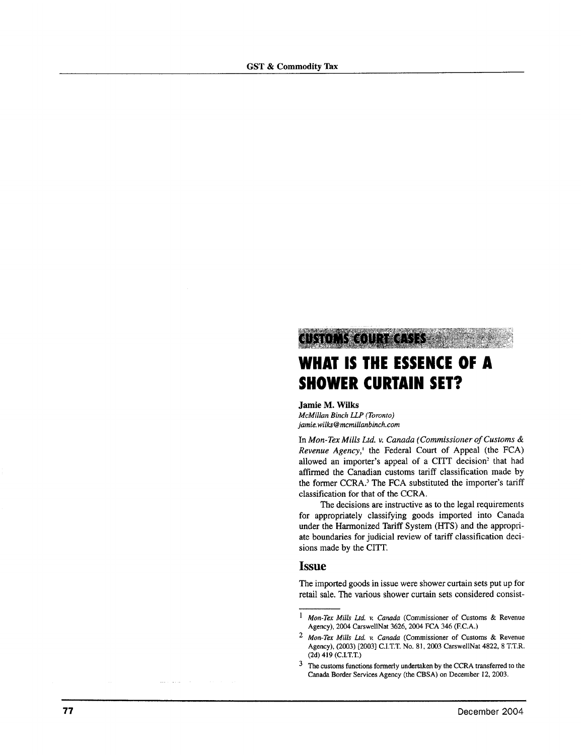CUSTOMS COURT CASES

# WHAT IS THE ESSENCE OF A SHOWER CURTAIN SET?

**Jamie M. Wilks**
*McMillan Binch LLP (Toronto)*
*jamie.wilks@mcmillanbinch.com*

In *Mon-Tex Mills Ltd. v. Canada (Commissioner of Customs & Revenue Agency,*[1] the Federal Court of Appeal (the FCA) allowed an importer's appeal of a CITT decision[2] that had affirmed the Canadian customs tariff classification made by the former CCRA.[3] The FCA substituted the importer's tariff classification for that of the CCRA.

The decisions are instructive as to the legal requirements for appropriately classifying goods imported into Canada under the Harmonized Tariff System (HTS) and the appropriate boundaries for judicial review of tariff classification decisions made by the CITT.

## Issue

The imported goods in issue were shower curtain sets put up for retail sale. The various shower curtain sets considered consist-

---

[1] *Mon-Tex Mills Ltd. v. Canada* (Commissioner of Customs & Revenue Agency), 2004 CarswellNat 3626, 2004 FCA 346 (F.C.A.)

[2] *Mon-Tex Mills Ltd. v. Canada* (Commissioner of Customs & Revenue Agency), (2003) [2003] C.I.T.T. No. 81, 2003 CarswellNat 4822, 8 T.T.R. (2d) 419 (C.I.T.T.)

[3] The customs functions formerly undertaken by the CCRA transferred to the Canada Border Services Agency (the CBSA) on December 12, 2003.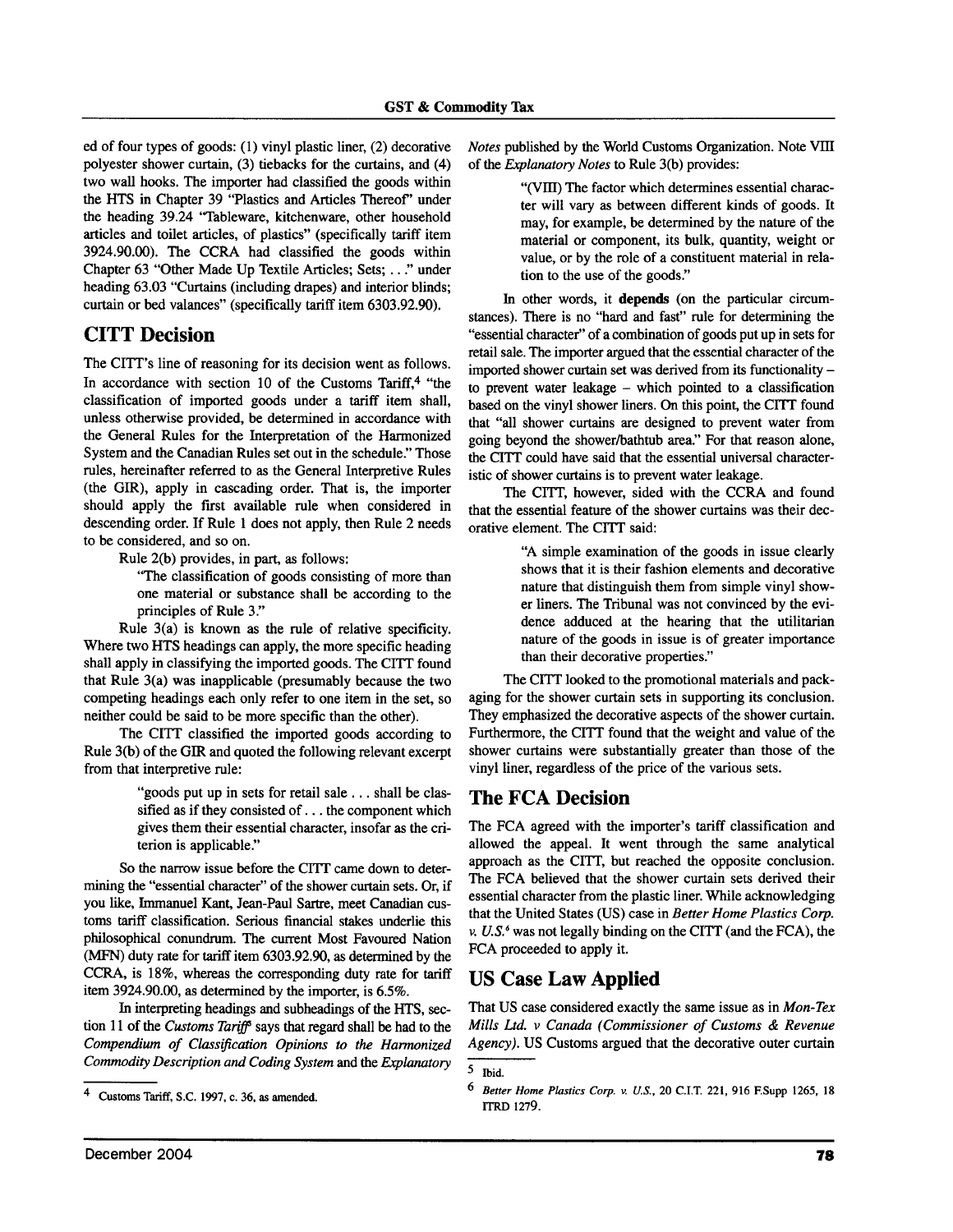ed of four types of goods: (1) vinyl plastic liner, (2) decorative polyester shower curtain, (3) tiebacks for the curtains, and (4) two wall hooks. The importer had classified the goods within the HTS in Chapter 39 "Plastics and Articles Thereof" under the heading 39.24 "Tableware, kitchenware, other household articles and toilet articles, of plastics" (specifically tariff item 3924.90.00). The CCRA had classified the goods within Chapter 63 "Other Made Up Textile Articles; Sets; . . ." under heading 63.03 "Curtains (including drapes) and interior blinds; curtain or bed valances" (specifically tariff item 6303.92.90).

## CITT Decision

The CITT's line of reasoning for its decision went as follows. In accordance with section 10 of the Customs Tariff,[4] "the classification of imported goods under a tariff item shall, unless otherwise provided, be determined in accordance with the General Rules for the Interpretation of the Harmonized System and the Canadian Rules set out in the schedule." Those rules, hereinafter referred to as the General Interpretive Rules (the GIR), apply in cascading order. That is, the importer should apply the first available rule when considered in descending order. If Rule 1 does not apply, then Rule 2 needs to be considered, and so on.

Rule 2(b) provides, in part, as follows:

> "The classification of goods consisting of more than one material or substance shall be according to the principles of Rule 3."

Rule 3(a) is known as the rule of relative specificity. Where two HTS headings can apply, the more specific heading shall apply in classifying the imported goods. The CITT found that Rule 3(a) was inapplicable (presumably because the two competing headings each only refer to one item in the set, so neither could be said to be more specific than the other).

The CITT classified the imported goods according to Rule 3(b) of the GIR and quoted the following relevant excerpt from that interpretive rule:

> "goods put up in sets for retail sale . . . shall be classified as if they consisted of . . . the component which gives them their essential character, insofar as the criterion is applicable."

So the narrow issue before the CITT came down to determining the "essential character" of the shower curtain sets. Or, if you like, Immanuel Kant, Jean-Paul Sartre, meet Canadian customs tariff classification. Serious financial stakes underlie this philosophical conundrum. The current Most Favoured Nation (MFN) duty rate for tariff item 6303.92.90, as determined by the CCRA, is 18%, whereas the corresponding duty rate for tariff item 3924.90.00, as determined by the importer, is 6.5%.

In interpreting headings and subheadings of the HTS, section 11 of the *Customs Tariff*[5] says that regard shall be had to the *Compendium of Classification Opinions to the Harmonized Commodity Description and Coding System* and the *Explanatory Notes* published by the World Customs Organization. Note VIII of the *Explanatory Notes* to Rule 3(b) provides:

> "(VIII) The factor which determines essential character will vary as between different kinds of goods. It may, for example, be determined by the nature of the material or component, its bulk, quantity, weight or value, or by the role of a constituent material in relation to the use of the goods."

In other words, it **depends** (on the particular circumstances). There is no "hard and fast" rule for determining the "essential character" of a combination of goods put up in sets for retail sale. The importer argued that the essential character of the imported shower curtain set was derived from its functionality – to prevent water leakage – which pointed to a classification based on the vinyl shower liners. On this point, the CITT found that "all shower curtains are designed to prevent water from going beyond the shower/bathtub area." For that reason alone, the CITT could have said that the essential universal characteristic of shower curtains is to prevent water leakage.

The CITT, however, sided with the CCRA and found that the essential feature of the shower curtains was their decorative element. The CITT said:

> "A simple examination of the goods in issue clearly shows that it is their fashion elements and decorative nature that distinguish them from simple vinyl shower liners. The Tribunal was not convinced by the evidence adduced at the hearing that the utilitarian nature of the goods in issue is of greater importance than their decorative properties."

The CITT looked to the promotional materials and packaging for the shower curtain sets in supporting its conclusion. They emphasized the decorative aspects of the shower curtain. Furthermore, the CITT found that the weight and value of the shower curtains were substantially greater than those of the vinyl liner, regardless of the price of the various sets.

## The FCA Decision

The FCA agreed with the importer's tariff classification and allowed the appeal. It went through the same analytical approach as the CITT, but reached the opposite conclusion. The FCA believed that the shower curtain sets derived their essential character from the plastic liner. While acknowledging that the United States (US) case in *Better Home Plastics Corp. v. U.S.*[6] was not legally binding on the CITT (and the FCA), the FCA proceeded to apply it.

## US Case Law Applied

That US case considered exactly the same issue as in *Mon-Tex Mills Ltd. v Canada (Commissioner of Customs & Revenue Agency)*. US Customs argued that the decorative outer curtain

---

[4] Customs Tariff, S.C. 1997, c. 36, as amended.

[5] Ibid.

[6] *Better Home Plastics Corp. v. U.S.*, 20 C.I.T. 221, 916 F.Supp 1265, 18 ITRD 1279.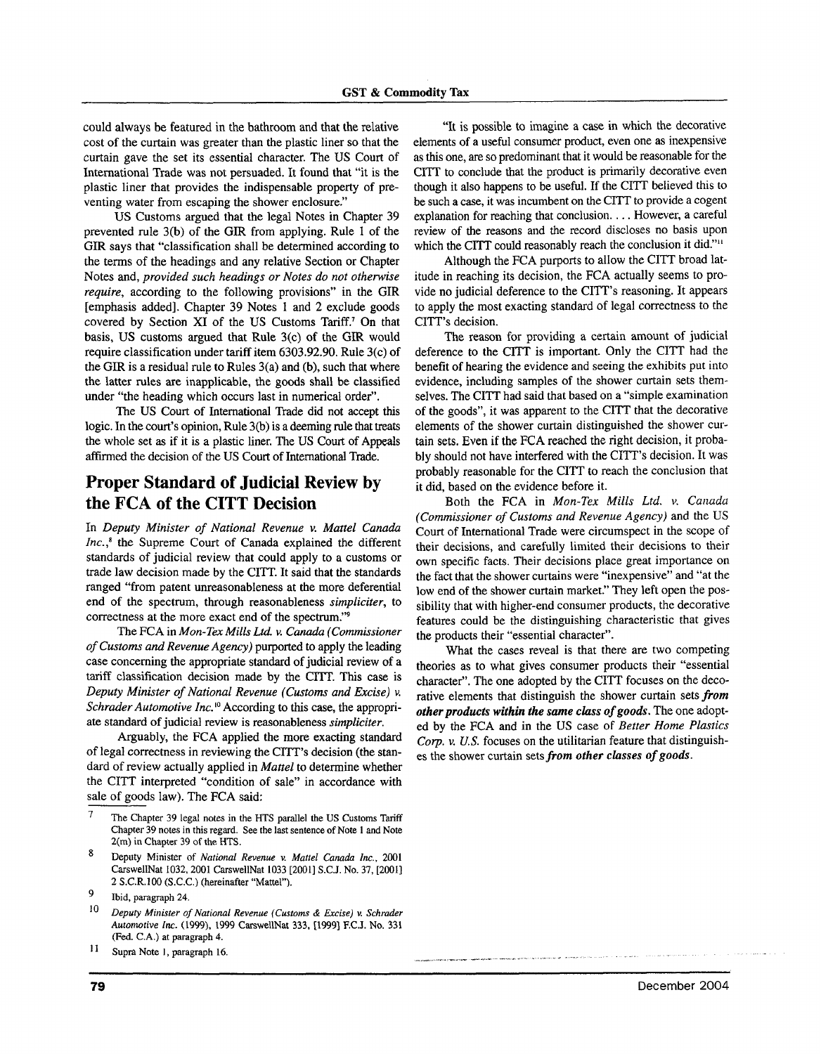could always be featured in the bathroom and that the relative cost of the curtain was greater than the plastic liner so that the curtain gave the set its essential character. The US Court of International Trade was not persuaded. It found that "it is the plastic liner that provides the indispensable property of preventing water from escaping the shower enclosure."

US Customs argued that the legal Notes in Chapter 39 prevented rule 3(b) of the GIR from applying. Rule 1 of the GIR says that "classification shall be determined according to the terms of the headings and any relative Section or Chapter Notes and, *provided such headings or Notes do not otherwise require*, according to the following provisions" in the GIR [emphasis added]. Chapter 39 Notes 1 and 2 exclude goods covered by Section XI of the US Customs Tariff.[7] On that basis, US customs argued that Rule 3(c) of the GIR would require classification under tariff item 6303.92.90. Rule 3(c) of the GIR is a residual rule to Rules 3(a) and (b), such that where the latter rules are inapplicable, the goods shall be classified under "the heading which occurs last in numerical order".

The US Court of International Trade did not accept this logic. In the court's opinion, Rule 3(b) is a deeming rule that treats the whole set as if it is a plastic liner. The US Court of Appeals affirmed the decision of the US Court of International Trade.

## Proper Standard of Judicial Review by the FCA of the CITT Decision

In *Deputy Minister of National Revenue v. Mattel Canada Inc.*,[8] the Supreme Court of Canada explained the different standards of judicial review that could apply to a customs or trade law decision made by the CITT. It said that the standards ranged "from patent unreasonableness at the more deferential end of the spectrum, through reasonableness *simpliciter*, to correctness at the more exact end of the spectrum."[9]

The FCA in *Mon-Tex Mills Ltd. v. Canada (Commissioner of Customs and Revenue Agency)* purported to apply the leading case concerning the appropriate standard of judicial review of a tariff classification decision made by the CITT. This case is *Deputy Minister of National Revenue (Customs and Excise) v. Schrader Automotive Inc.*[10] According to this case, the appropriate standard of judicial review is reasonableness *simpliciter*.

Arguably, the FCA applied the more exacting standard of legal correctness in reviewing the CITT's decision (the standard of review actually applied in *Mattel* to determine whether the CITT interpreted "condition of sale" in accordance with sale of goods law). The FCA said:

"It is possible to imagine a case in which the decorative elements of a useful consumer product, even one as inexpensive as this one, are so predominant that it would be reasonable for the CITT to conclude that the product is primarily decorative even though it also happens to be useful. If the CITT believed this to be such a case, it was incumbent on the CITT to provide a cogent explanation for reaching that conclusion. . . . However, a careful review of the reasons and the record discloses no basis upon which the CITT could reasonably reach the conclusion it did."[11]

Although the FCA purports to allow the CITT broad latitude in reaching its decision, the FCA actually seems to provide no judicial deference to the CITT's reasoning. It appears to apply the most exacting standard of legal correctness to the CITT's decision.

The reason for providing a certain amount of judicial deference to the CITT is important. Only the CITT had the benefit of hearing the evidence and seeing the exhibits put into evidence, including samples of the shower curtain sets themselves. The CITT had said that based on a "simple examination of the goods", it was apparent to the CITT that the decorative elements of the shower curtain distinguished the shower curtain sets. Even if the FCA reached the right decision, it probably should not have interfered with the CITT's decision. It was probably reasonable for the CITT to reach the conclusion that it did, based on the evidence before it.

Both the FCA in *Mon-Tex Mills Ltd. v. Canada (Commissioner of Customs and Revenue Agency)* and the US Court of International Trade were circumspect in the scope of their decisions, and carefully limited their decisions to their own specific facts. Their decisions place great importance on the fact that the shower curtains were "inexpensive" and "at the low end of the shower curtain market." They left open the possibility that with higher-end consumer products, the decorative features could be the distinguishing characteristic that gives the products their "essential character".

What the cases reveal is that there are two competing theories as to what gives consumer products their "essential character". The one adopted by the CITT focuses on the decorative elements that distinguish the shower curtain sets ***from other products within the same class of goods***. The one adopted by the FCA and in the US case of *Better Home Plastics Corp. v. U.S.* focuses on the utilitarian feature that distinguishes the shower curtain sets ***from other classes of goods***.

---

[7] The Chapter 39 legal notes in the HTS parallel the US Customs Tariff Chapter 39 notes in this regard. See the last sentence of Note 1 and Note 2(m) in Chapter 39 of the HTS.

[8] Deputy Minister of *National Revenue v. Mattel Canada Inc.*, 2001 CarswellNat 1032, 2001 CarswellNat 1033 [2001] S.C.J. No. 37, [2001] 2 S.C.R.100 (S.C.C.) (hereinafter "Mattel").

[9] Ibid, paragraph 24.

[10] *Deputy Minister of National Revenue (Customs & Excise) v. Schrader Automotive Inc.* (1999), 1999 CarswellNat 333, [1999] F.C.J. No. 331 (Fed. C.A.) at paragraph 4.

[11] Supra Note 1, paragraph 16.